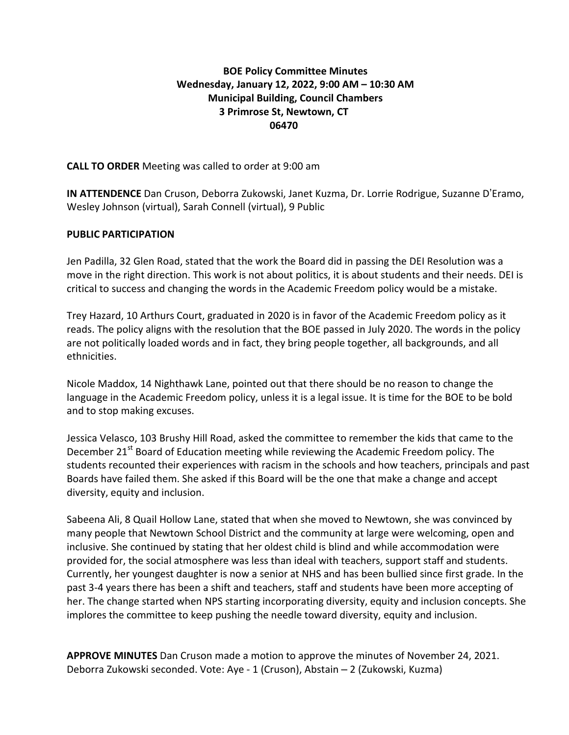**BOE Policy Committee Minutes**
**Wednesday, January 12, 2022, 9:00 AM – 10:30 AM**
**Municipal Building, Council Chambers**
**3 Primrose St, Newtown, CT**
**06470**

**CALL TO ORDER** Meeting was called to order at 9:00 am

**IN ATTENDENCE** Dan Cruson, Deborra Zukowski, Janet Kuzma, Dr. Lorrie Rodrigue, Suzanne D'Eramo, Wesley Johnson (virtual), Sarah Connell (virtual), 9 Public

**PUBLIC PARTICIPATION**

Jen Padilla, 32 Glen Road, stated that the work the Board did in passing the DEI Resolution was a move in the right direction. This work is not about politics, it is about students and their needs. DEI is critical to success and changing the words in the Academic Freedom policy would be a mistake.

Trey Hazard, 10 Arthurs Court, graduated in 2020 is in favor of the Academic Freedom policy as it reads. The policy aligns with the resolution that the BOE passed in July 2020. The words in the policy are not politically loaded words and in fact, they bring people together, all backgrounds, and all ethnicities.

Nicole Maddox, 14 Nighthawk Lane, pointed out that there should be no reason to change the language in the Academic Freedom policy, unless it is a legal issue. It is time for the BOE to be bold and to stop making excuses.

Jessica Velasco, 103 Brushy Hill Road, asked the committee to remember the kids that came to the December 21st Board of Education meeting while reviewing the Academic Freedom policy. The students recounted their experiences with racism in the schools and how teachers, principals and past Boards have failed them. She asked if this Board will be the one that make a change and accept diversity, equity and inclusion.

Sabeena Ali, 8 Quail Hollow Lane, stated that when she moved to Newtown, she was convinced by many people that Newtown School District and the community at large were welcoming, open and inclusive. She continued by stating that her oldest child is blind and while accommodation were provided for, the social atmosphere was less than ideal with teachers, support staff and students. Currently, her youngest daughter is now a senior at NHS and has been bullied since first grade. In the past 3-4 years there has been a shift and teachers, staff and students have been more accepting of her. The change started when NPS starting incorporating diversity, equity and inclusion concepts. She implores the committee to keep pushing the needle toward diversity, equity and inclusion.

**APPROVE MINUTES** Dan Cruson made a motion to approve the minutes of November 24, 2021. Deborra Zukowski seconded. Vote: Aye - 1 (Cruson), Abstain – 2 (Zukowski, Kuzma)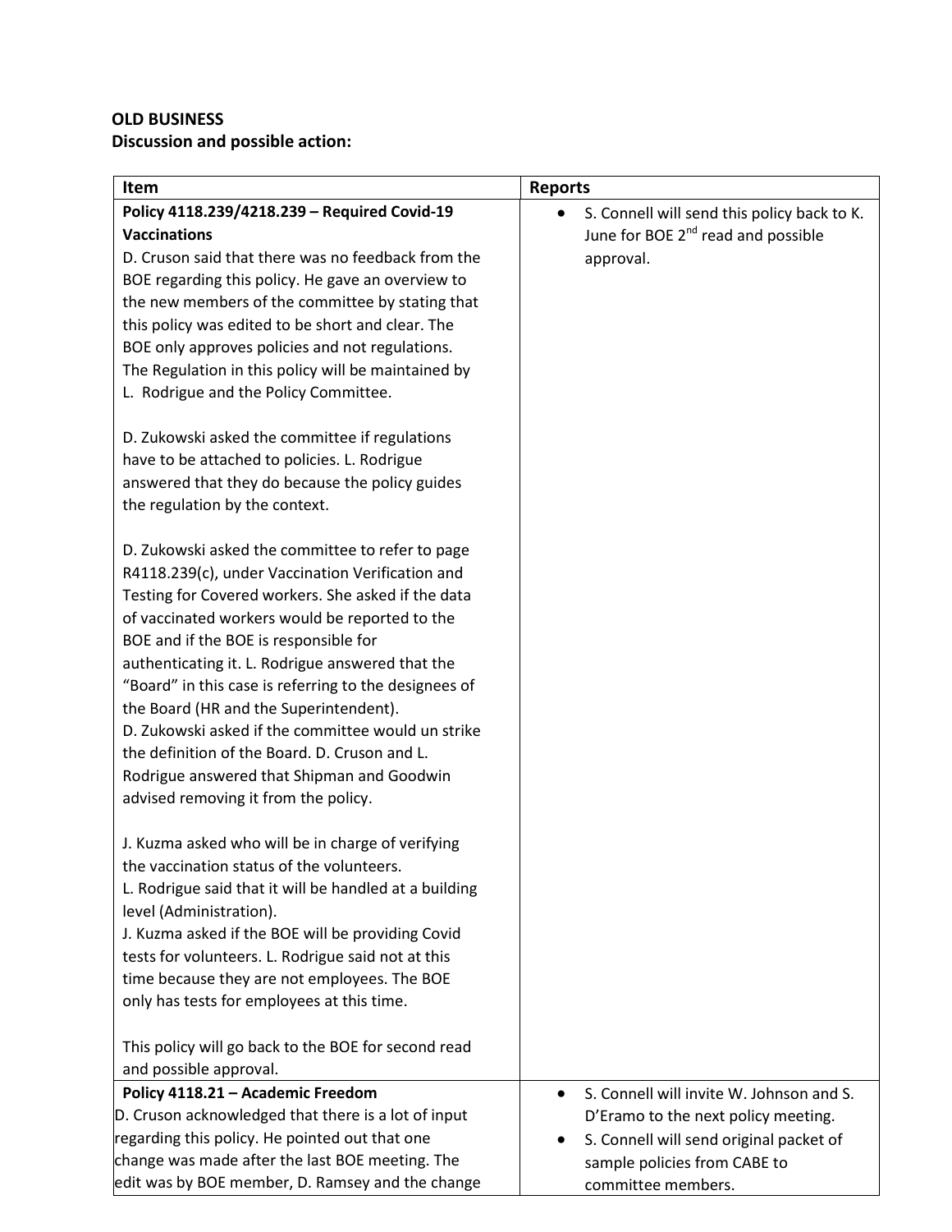**OLD BUSINESS**
**Discussion and possible action:**

| Item | Reports |
|---|---|
| **Policy 4118.239/4218.239 – Required Covid-19 Vaccinations**<br>D. Cruson said that there was no feedback from the BOE regarding this policy. He gave an overview to the new members of the committee by stating that this policy was edited to be short and clear. The BOE only approves policies and not regulations. The Regulation in this policy will be maintained by L. Rodrigue and the Policy Committee.<br><br>D. Zukowski asked the committee if regulations have to be attached to policies. L. Rodrigue answered that they do because the policy guides the regulation by the context.<br><br>D. Zukowski asked the committee to refer to page R4118.239(c), under Vaccination Verification and Testing for Covered workers. She asked if the data of vaccinated workers would be reported to the BOE and if the BOE is responsible for authenticating it. L. Rodrigue answered that the "Board" in this case is referring to the designees of the Board (HR and the Superintendent).<br>D. Zukowski asked if the committee would un strike the definition of the Board. D. Cruson and L. Rodrigue answered that Shipman and Goodwin advised removing it from the policy.<br><br>J. Kuzma asked who will be in charge of verifying the vaccination status of the volunteers.<br>L. Rodrigue said that it will be handled at a building level (Administration).<br>J. Kuzma asked if the BOE will be providing Covid tests for volunteers. L. Rodrigue said not at this time because they are not employees. The BOE only has tests for employees at this time.<br><br>This policy will go back to the BOE for second read and possible approval. | • S. Connell will send this policy back to K. June for BOE 2nd read and possible approval. |
| **Policy 4118.21 – Academic Freedom**<br>D. Cruson acknowledged that there is a lot of input regarding this policy. He pointed out that one change was made after the last BOE meeting. The edit was by BOE member, D. Ramsey and the change | • S. Connell will invite W. Johnson and S. D'Eramo to the next policy meeting.<br>• S. Connell will send original packet of sample policies from CABE to committee members. |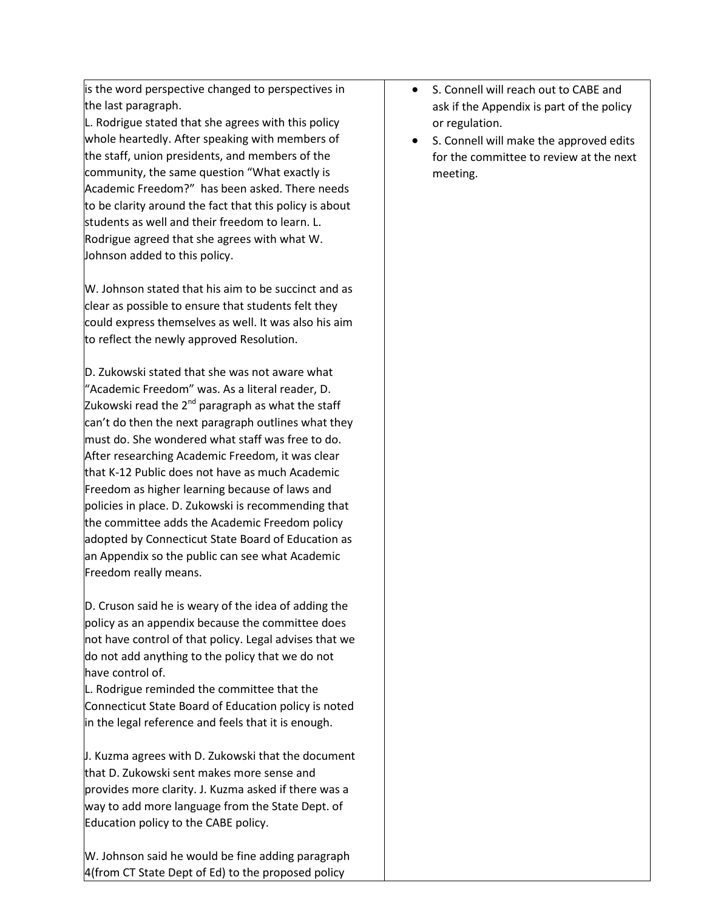| | |
|---|---|
| is the word perspective changed to perspectives in the last paragraph.<br>L. Rodrigue stated that she agrees with this policy whole heartedly. After speaking with members of the staff, union presidents, and members of the community, the same question "What exactly is Academic Freedom?" has been asked. There needs to be clarity around the fact that this policy is about students as well and their freedom to learn. L. Rodrigue agreed that she agrees with what W. Johnson added to this policy.<br><br>W. Johnson stated that his aim to be succinct and as clear as possible to ensure that students felt they could express themselves as well. It was also his aim to reflect the newly approved Resolution.<br><br>D. Zukowski stated that she was not aware what "Academic Freedom" was. As a literal reader, D. Zukowski read the 2nd paragraph as what the staff can't do then the next paragraph outlines what they must do. She wondered what staff was free to do. After researching Academic Freedom, it was clear that K-12 Public does not have as much Academic Freedom as higher learning because of laws and policies in place. D. Zukowski is recommending that the committee adds the Academic Freedom policy adopted by Connecticut State Board of Education as an Appendix so the public can see what Academic Freedom really means.<br><br>D. Cruson said he is weary of the idea of adding the policy as an appendix because the committee does not have control of that policy. Legal advises that we do not add anything to the policy that we do not have control of.<br>L. Rodrigue reminded the committee that the Connecticut State Board of Education policy is noted in the legal reference and feels that it is enough.<br><br>J. Kuzma agrees with D. Zukowski that the document that D. Zukowski sent makes more sense and provides more clarity. J. Kuzma asked if there was a way to add more language from the State Dept. of Education policy to the CABE policy.<br><br>W. Johnson said he would be fine adding paragraph 4(from CT State Dept of Ed) to the proposed policy | • S. Connell will reach out to CABE and ask if the Appendix is part of the policy or regulation.<br>• S. Connell will make the approved edits for the committee to review at the next meeting. |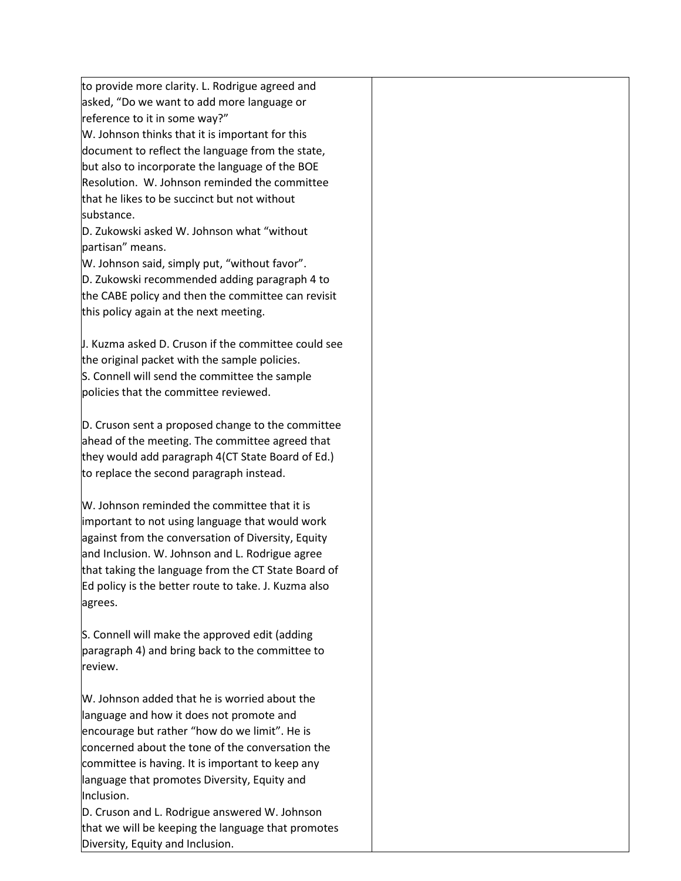| | |
|---|---|
| to provide more clarity. L. Rodrigue agreed and asked, "Do we want to add more language or reference to it in some way?"<br>W. Johnson thinks that it is important for this document to reflect the language from the state, but also to incorporate the language of the BOE Resolution. W. Johnson reminded the committee that he likes to be succinct but not without substance.<br>D. Zukowski asked W. Johnson what "without partisan" means.<br>W. Johnson said, simply put, "without favor".<br>D. Zukowski recommended adding paragraph 4 to the CABE policy and then the committee can revisit this policy again at the next meeting.<br><br>J. Kuzma asked D. Cruson if the committee could see the original packet with the sample policies.<br>S. Connell will send the committee the sample policies that the committee reviewed.<br><br>D. Cruson sent a proposed change to the committee ahead of the meeting. The committee agreed that they would add paragraph 4(CT State Board of Ed.) to replace the second paragraph instead.<br><br>W. Johnson reminded the committee that it is important to not using language that would work against from the conversation of Diversity, Equity and Inclusion. W. Johnson and L. Rodrigue agree that taking the language from the CT State Board of Ed policy is the better route to take. J. Kuzma also agrees.<br><br>S. Connell will make the approved edit (adding paragraph 4) and bring back to the committee to review.<br><br>W. Johnson added that he is worried about the language and how it does not promote and encourage but rather "how do we limit". He is concerned about the tone of the conversation the committee is having. It is important to keep any language that promotes Diversity, Equity and Inclusion.<br>D. Cruson and L. Rodrigue answered W. Johnson that we will be keeping the language that promotes Diversity, Equity and Inclusion. | |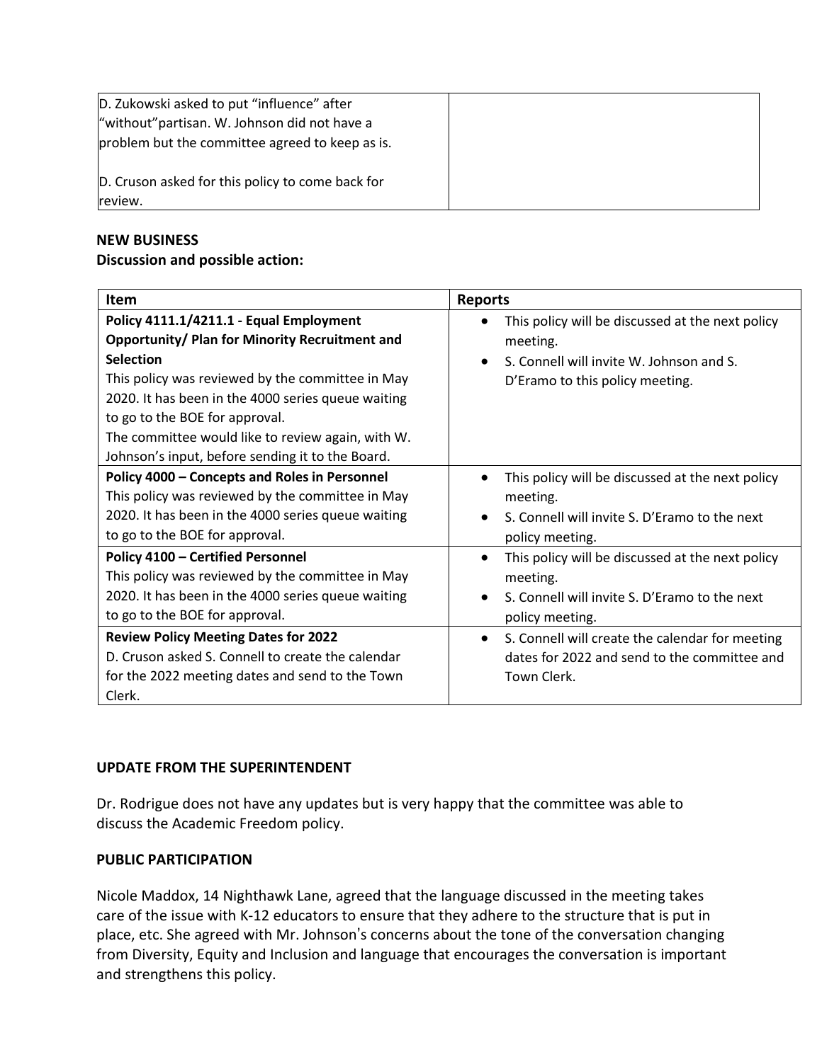| | |
|---|---|
| D. Zukowski asked to put "influence" after "without"partisan. W. Johnson did not have a problem but the committee agreed to keep as is.<br><br>D. Cruson asked for this policy to come back for review. | |

**NEW BUSINESS**
**Discussion and possible action:**

| Item | Reports |
|---|---|
| **Policy 4111.1/4211.1 - Equal Employment Opportunity/ Plan for Minority Recruitment and Selection**<br>This policy was reviewed by the committee in May 2020. It has been in the 4000 series queue waiting to go to the BOE for approval.<br>The committee would like to review again, with W. Johnson's input, before sending it to the Board. | • This policy will be discussed at the next policy meeting.<br>• S. Connell will invite W. Johnson and S. D'Eramo to this policy meeting. |
| **Policy 4000 – Concepts and Roles in Personnel**<br>This policy was reviewed by the committee in May 2020. It has been in the 4000 series queue waiting to go to the BOE for approval. | • This policy will be discussed at the next policy meeting.<br>• S. Connell will invite S. D'Eramo to the next policy meeting. |
| **Policy 4100 – Certified Personnel**<br>This policy was reviewed by the committee in May 2020. It has been in the 4000 series queue waiting to go to the BOE for approval. | • This policy will be discussed at the next policy meeting.<br>• S. Connell will invite S. D'Eramo to the next policy meeting. |
| **Review Policy Meeting Dates for 2022**<br>D. Cruson asked S. Connell to create the calendar for the 2022 meeting dates and send to the Town Clerk. | • S. Connell will create the calendar for meeting dates for 2022 and send to the committee and Town Clerk. |

**UPDATE FROM THE SUPERINTENDENT**

Dr. Rodrigue does not have any updates but is very happy that the committee was able to discuss the Academic Freedom policy.

**PUBLIC PARTICIPATION**

Nicole Maddox, 14 Nighthawk Lane, agreed that the language discussed in the meeting takes care of the issue with K-12 educators to ensure that they adhere to the structure that is put in place, etc. She agreed with Mr. Johnson's concerns about the tone of the conversation changing from Diversity, Equity and Inclusion and language that encourages the conversation is important and strengthens this policy.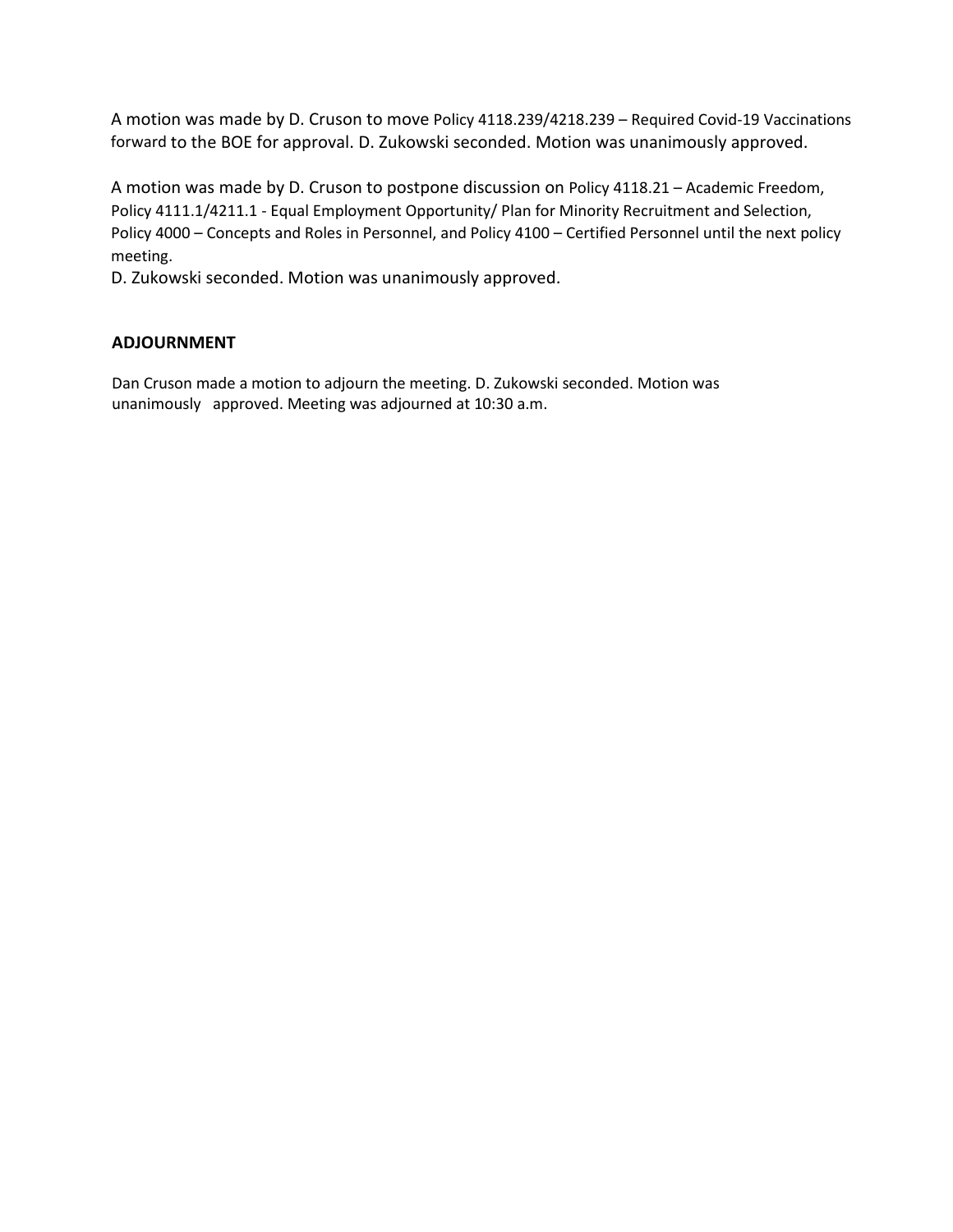A motion was made by D. Cruson to move Policy 4118.239/4218.239 – Required Covid-19 Vaccinations forward to the BOE for approval. D. Zukowski seconded. Motion was unanimously approved.

A motion was made by D. Cruson to postpone discussion on Policy 4118.21 – Academic Freedom, Policy 4111.1/4211.1 - Equal Employment Opportunity/ Plan for Minority Recruitment and Selection, Policy 4000 – Concepts and Roles in Personnel, and Policy 4100 – Certified Personnel until the next policy meeting.
D. Zukowski seconded. Motion was unanimously approved.

**ADJOURNMENT**

Dan Cruson made a motion to adjourn the meeting. D. Zukowski seconded. Motion was unanimously approved. Meeting was adjourned at 10:30 a.m.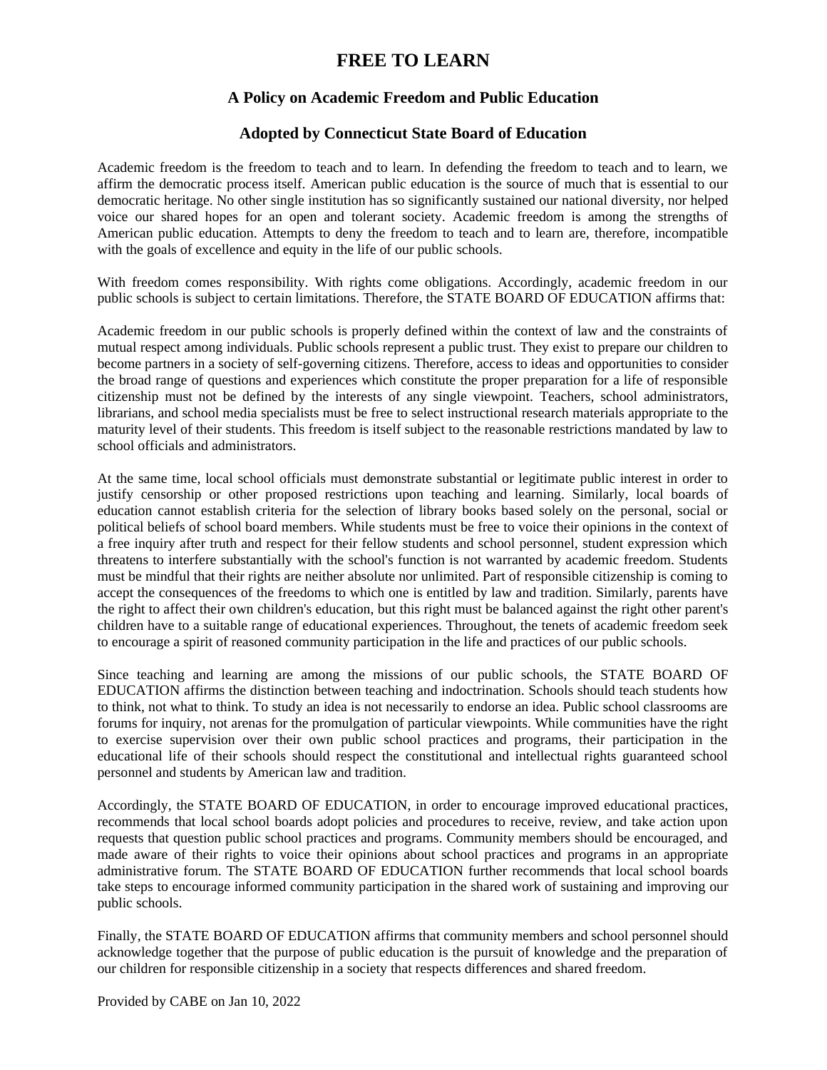# FREE TO LEARN

## A Policy on Academic Freedom and Public Education

## Adopted by Connecticut State Board of Education

Academic freedom is the freedom to teach and to learn. In defending the freedom to teach and to learn, we affirm the democratic process itself. American public education is the source of much that is essential to our democratic heritage. No other single institution has so significantly sustained our national diversity, nor helped voice our shared hopes for an open and tolerant society. Academic freedom is among the strengths of American public education. Attempts to deny the freedom to teach and to learn are, therefore, incompatible with the goals of excellence and equity in the life of our public schools.

With freedom comes responsibility. With rights come obligations. Accordingly, academic freedom in our public schools is subject to certain limitations. Therefore, the STATE BOARD OF EDUCATION affirms that:

Academic freedom in our public schools is properly defined within the context of law and the constraints of mutual respect among individuals. Public schools represent a public trust. They exist to prepare our children to become partners in a society of self-governing citizens. Therefore, access to ideas and opportunities to consider the broad range of questions and experiences which constitute the proper preparation for a life of responsible citizenship must not be defined by the interests of any single viewpoint. Teachers, school administrators, librarians, and school media specialists must be free to select instructional research materials appropriate to the maturity level of their students. This freedom is itself subject to the reasonable restrictions mandated by law to school officials and administrators.

At the same time, local school officials must demonstrate substantial or legitimate public interest in order to justify censorship or other proposed restrictions upon teaching and learning. Similarly, local boards of education cannot establish criteria for the selection of library books based solely on the personal, social or political beliefs of school board members. While students must be free to voice their opinions in the context of a free inquiry after truth and respect for their fellow students and school personnel, student expression which threatens to interfere substantially with the school's function is not warranted by academic freedom. Students must be mindful that their rights are neither absolute nor unlimited. Part of responsible citizenship is coming to accept the consequences of the freedoms to which one is entitled by law and tradition. Similarly, parents have the right to affect their own children's education, but this right must be balanced against the right other parent's children have to a suitable range of educational experiences. Throughout, the tenets of academic freedom seek to encourage a spirit of reasoned community participation in the life and practices of our public schools.

Since teaching and learning are among the missions of our public schools, the STATE BOARD OF EDUCATION affirms the distinction between teaching and indoctrination. Schools should teach students how to think, not what to think. To study an idea is not necessarily to endorse an idea. Public school classrooms are forums for inquiry, not arenas for the promulgation of particular viewpoints. While communities have the right to exercise supervision over their own public school practices and programs, their participation in the educational life of their schools should respect the constitutional and intellectual rights guaranteed school personnel and students by American law and tradition.

Accordingly, the STATE BOARD OF EDUCATION, in order to encourage improved educational practices, recommends that local school boards adopt policies and procedures to receive, review, and take action upon requests that question public school practices and programs. Community members should be encouraged, and made aware of their rights to voice their opinions about school practices and programs in an appropriate administrative forum. The STATE BOARD OF EDUCATION further recommends that local school boards take steps to encourage informed community participation in the shared work of sustaining and improving our public schools.

Finally, the STATE BOARD OF EDUCATION affirms that community members and school personnel should acknowledge together that the purpose of public education is the pursuit of knowledge and the preparation of our children for responsible citizenship in a society that respects differences and shared freedom.

Provided by CABE on Jan 10, 2022